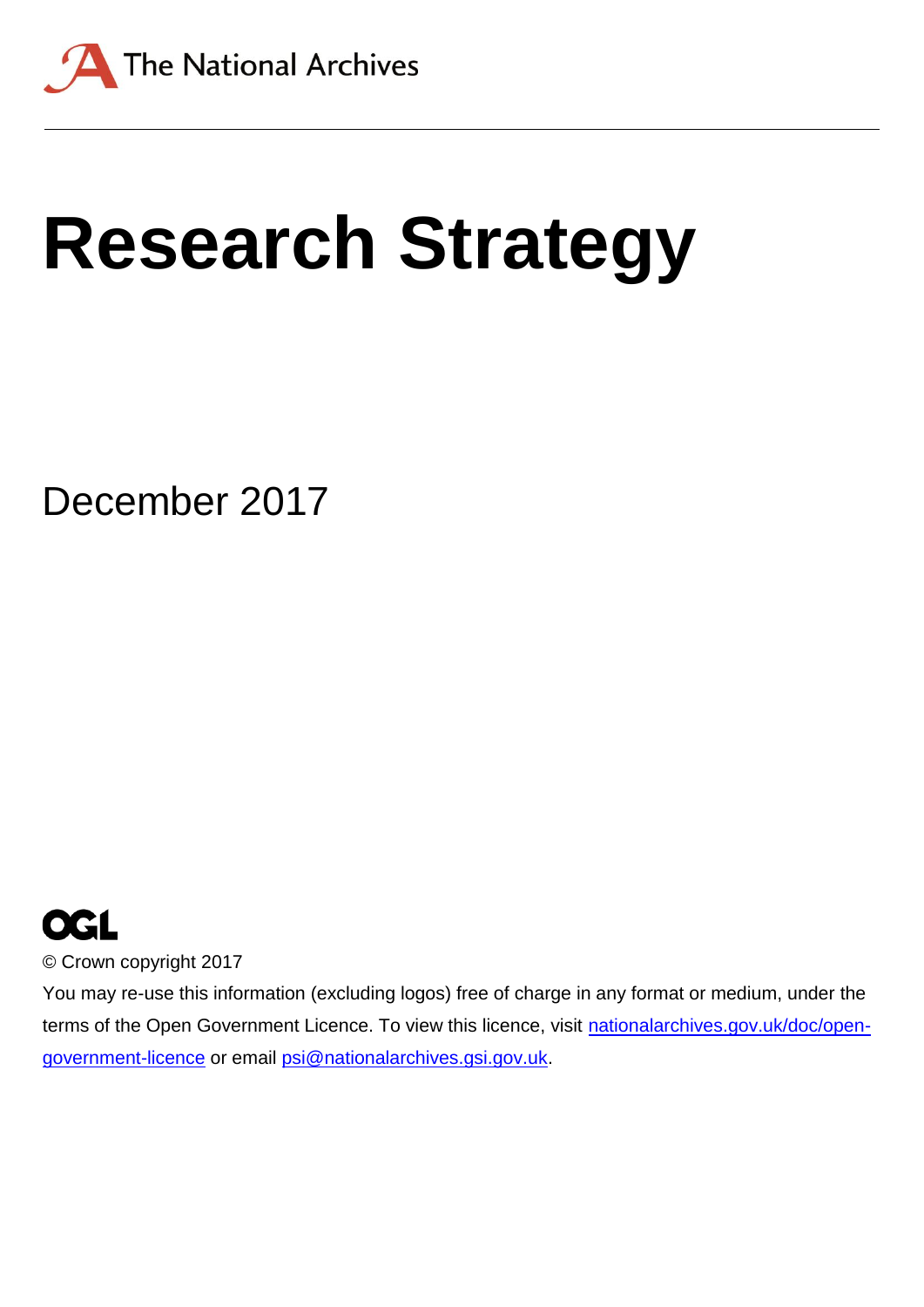The National Archives

# Research Strategy

December 2017

OGL

© Crown copyright 2017

You may re-use this information (excluding logos) free of charge in any format or medium, under the terms of the Open Government Licence. To view this licence, visit [nationalarchives.gov.uk/doc/open-government-licence](http://nationalarchives.gov.uk/doc/open-government-licence) or email [psi@nationalarchives.gsi.gov.uk](mailto:psi@nationalarchives.gsi.gov.uk).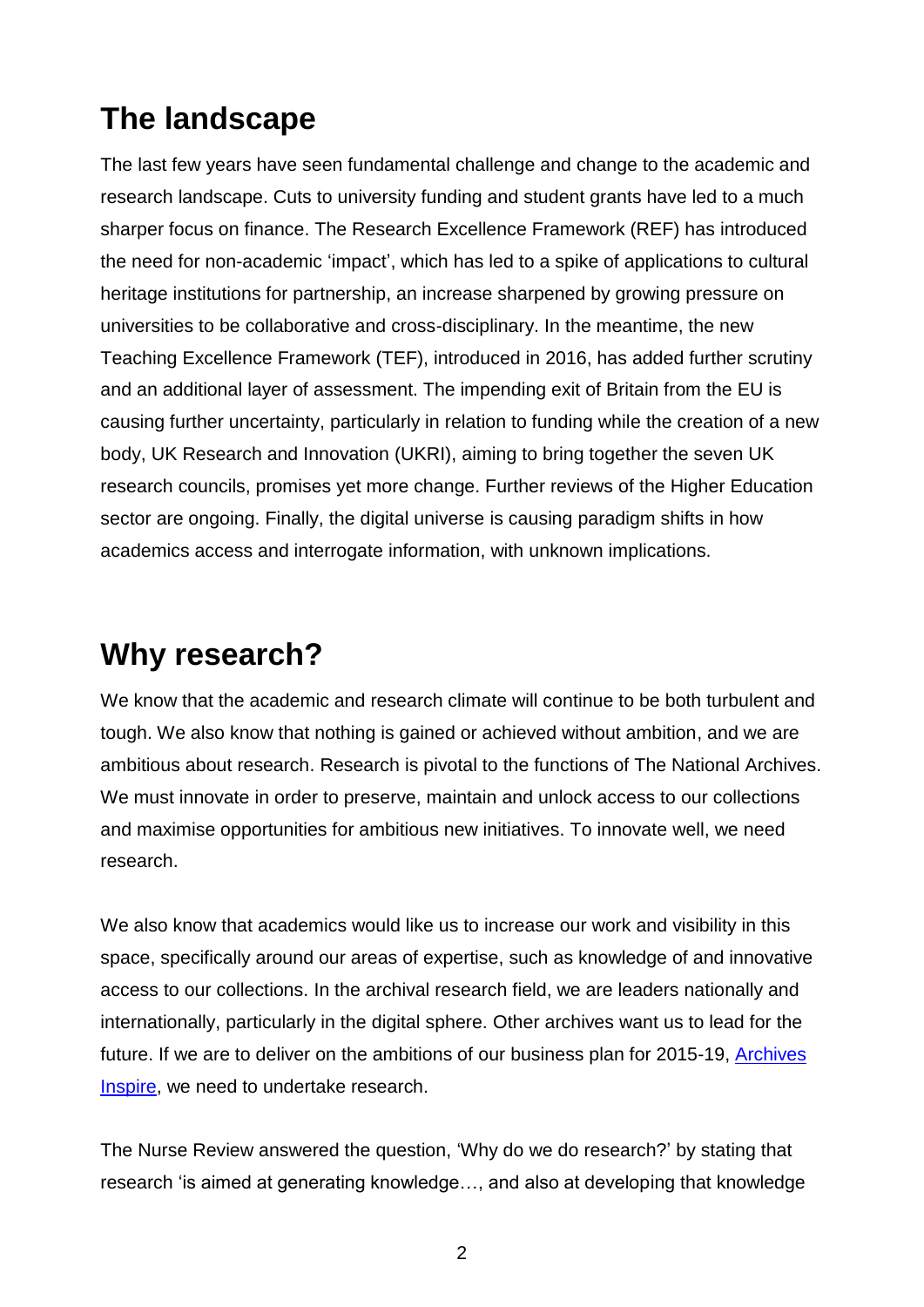## The landscape

The last few years have seen fundamental challenge and change to the academic and research landscape. Cuts to university funding and student grants have led to a much sharper focus on finance. The Research Excellence Framework (REF) has introduced the need for non-academic 'impact', which has led to a spike of applications to cultural heritage institutions for partnership, an increase sharpened by growing pressure on universities to be collaborative and cross-disciplinary. In the meantime, the new Teaching Excellence Framework (TEF), introduced in 2016, has added further scrutiny and an additional layer of assessment. The impending exit of Britain from the EU is causing further uncertainty, particularly in relation to funding while the creation of a new body, UK Research and Innovation (UKRI), aiming to bring together the seven UK research councils, promises yet more change. Further reviews of the Higher Education sector are ongoing. Finally, the digital universe is causing paradigm shifts in how academics access and interrogate information, with unknown implications.

## Why research?

We know that the academic and research climate will continue to be both turbulent and tough. We also know that nothing is gained or achieved without ambition, and we are ambitious about research. Research is pivotal to the functions of The National Archives. We must innovate in order to preserve, maintain and unlock access to our collections and maximise opportunities for ambitious new initiatives. To innovate well, we need research.

We also know that academics would like us to increase our work and visibility in this space, specifically around our areas of expertise, such as knowledge of and innovative access to our collections. In the archival research field, we are leaders nationally and internationally, particularly in the digital sphere. Other archives want us to lead for the future. If we are to deliver on the ambitions of our business plan for 2015-19, Archives Inspire, we need to undertake research.

The Nurse Review answered the question, 'Why do we do research?' by stating that research 'is aimed at generating knowledge…, and also at developing that knowledge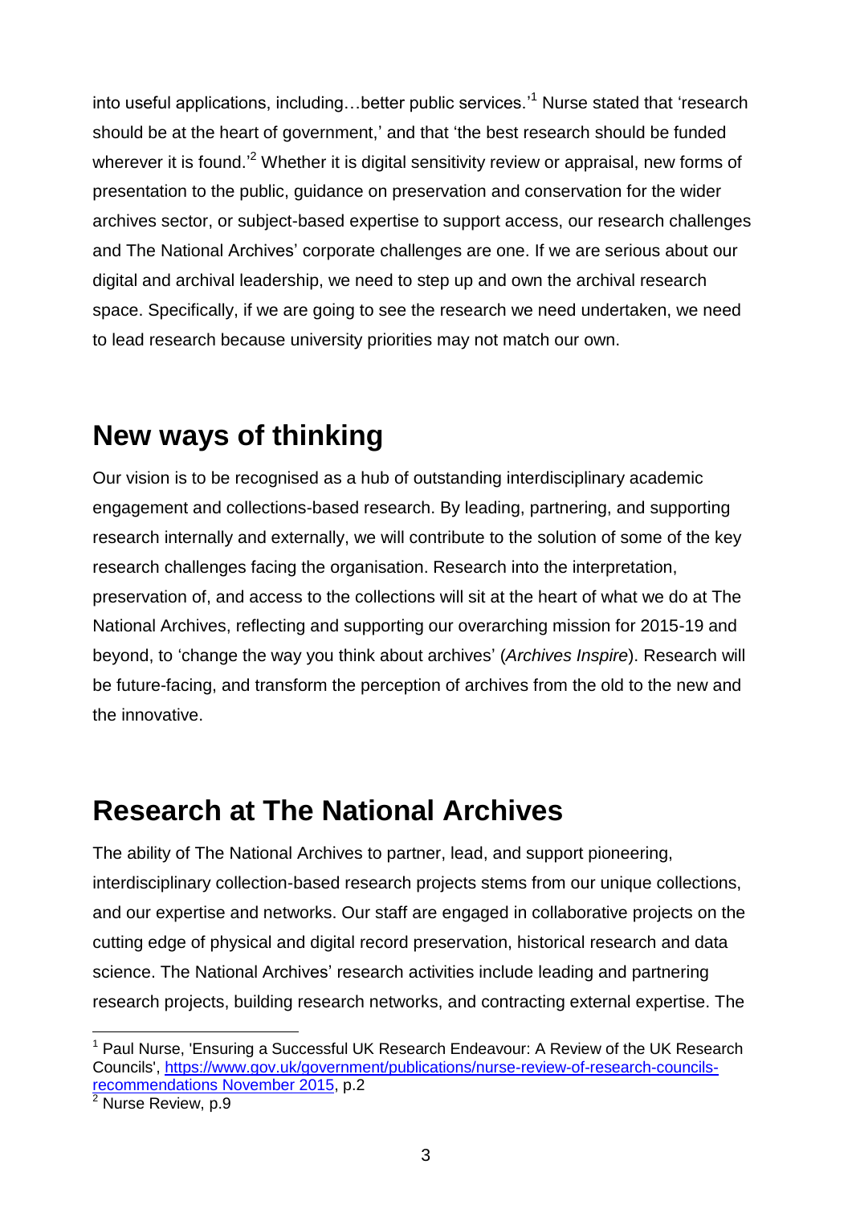into useful applications, including…better public services.'[1] Nurse stated that 'research should be at the heart of government,' and that 'the best research should be funded wherever it is found.'[2] Whether it is digital sensitivity review or appraisal, new forms of presentation to the public, guidance on preservation and conservation for the wider archives sector, or subject-based expertise to support access, our research challenges and The National Archives' corporate challenges are one. If we are serious about our digital and archival leadership, we need to step up and own the archival research space. Specifically, if we are going to see the research we need undertaken, we need to lead research because university priorities may not match our own.

## New ways of thinking

Our vision is to be recognised as a hub of outstanding interdisciplinary academic engagement and collections-based research. By leading, partnering, and supporting research internally and externally, we will contribute to the solution of some of the key research challenges facing the organisation. Research into the interpretation, preservation of, and access to the collections will sit at the heart of what we do at The National Archives, reflecting and supporting our overarching mission for 2015-19 and beyond, to 'change the way you think about archives' (*Archives Inspire*). Research will be future-facing, and transform the perception of archives from the old to the new and the innovative.

## Research at The National Archives

The ability of The National Archives to partner, lead, and support pioneering, interdisciplinary collection-based research projects stems from our unique collections, and our expertise and networks. Our staff are engaged in collaborative projects on the cutting edge of physical and digital record preservation, historical research and data science. The National Archives' research activities include leading and partnering research projects, building research networks, and contracting external expertise. The

---

[1] Paul Nurse, 'Ensuring a Successful UK Research Endeavour: A Review of the UK Research Councils', [https://www.gov.uk/government/publications/nurse-review-of-research-councils-recommendations November 2015](https://www.gov.uk/government/publications/nurse-review-of-research-councils-recommendations), p.2

[2] Nurse Review, p.9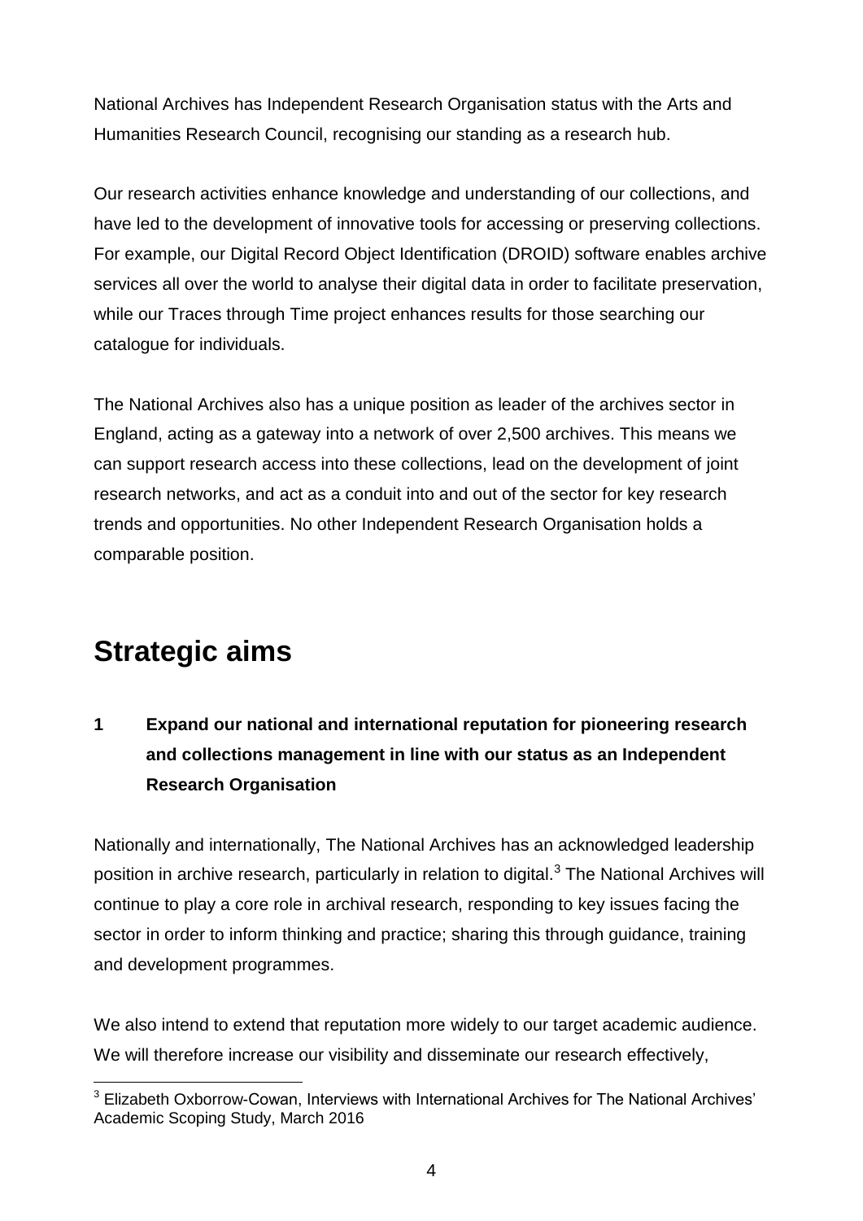National Archives has Independent Research Organisation status with the Arts and Humanities Research Council, recognising our standing as a research hub.

Our research activities enhance knowledge and understanding of our collections, and have led to the development of innovative tools for accessing or preserving collections. For example, our Digital Record Object Identification (DROID) software enables archive services all over the world to analyse their digital data in order to facilitate preservation, while our Traces through Time project enhances results for those searching our catalogue for individuals.

The National Archives also has a unique position as leader of the archives sector in England, acting as a gateway into a network of over 2,500 archives. This means we can support research access into these collections, lead on the development of joint research networks, and act as a conduit into and out of the sector for key research trends and opportunities. No other Independent Research Organisation holds a comparable position.

# Strategic aims

### 1 Expand our national and international reputation for pioneering research and collections management in line with our status as an Independent Research Organisation

Nationally and internationally, The National Archives has an acknowledged leadership position in archive research, particularly in relation to digital.[3] The National Archives will continue to play a core role in archival research, responding to key issues facing the sector in order to inform thinking and practice; sharing this through guidance, training and development programmes.

We also intend to extend that reputation more widely to our target academic audience. We will therefore increase our visibility and disseminate our research effectively,

[3] Elizabeth Oxborrow-Cowan, Interviews with International Archives for The National Archives' Academic Scoping Study, March 2016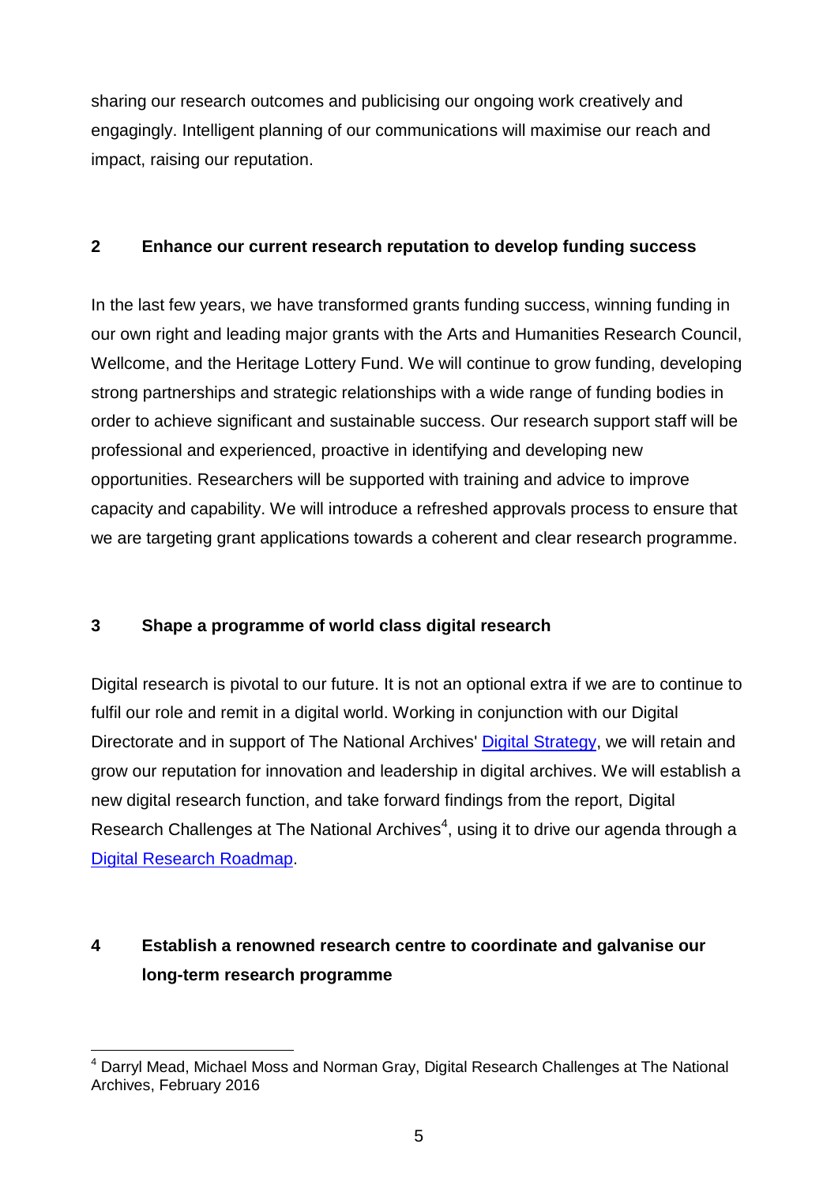sharing our research outcomes and publicising our ongoing work creatively and engagingly. Intelligent planning of our communications will maximise our reach and impact, raising our reputation.

## 2 Enhance our current research reputation to develop funding success

In the last few years, we have transformed grants funding success, winning funding in our own right and leading major grants with the Arts and Humanities Research Council, Wellcome, and the Heritage Lottery Fund. We will continue to grow funding, developing strong partnerships and strategic relationships with a wide range of funding bodies in order to achieve significant and sustainable success. Our research support staff will be professional and experienced, proactive in identifying and developing new opportunities. Researchers will be supported with training and advice to improve capacity and capability. We will introduce a refreshed approvals process to ensure that we are targeting grant applications towards a coherent and clear research programme.

## 3 Shape a programme of world class digital research

Digital research is pivotal to our future. It is not an optional extra if we are to continue to fulfil our role and remit in a digital world. Working in conjunction with our Digital Directorate and in support of The National Archives' Digital Strategy, we will retain and grow our reputation for innovation and leadership in digital archives. We will establish a new digital research function, and take forward findings from the report, Digital Research Challenges at The National Archives[4], using it to drive our agenda through a Digital Research Roadmap.

## 4 Establish a renowned research centre to coordinate and galvanise our long-term research programme

[4] Darryl Mead, Michael Moss and Norman Gray, Digital Research Challenges at The National Archives, February 2016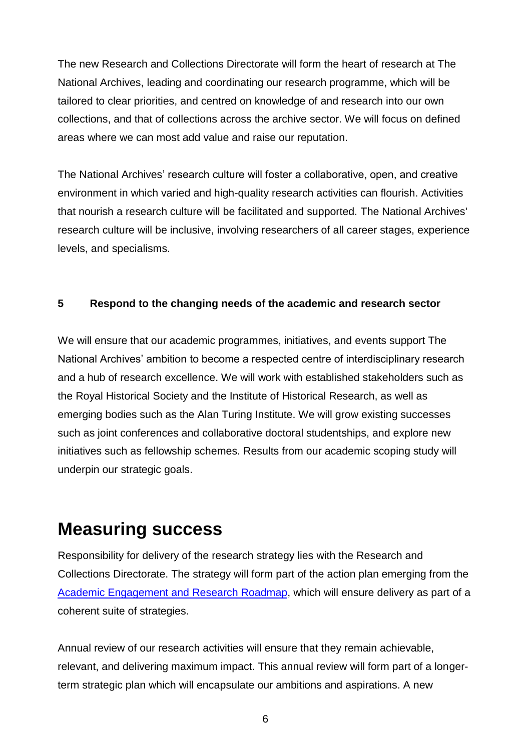The new Research and Collections Directorate will form the heart of research at The National Archives, leading and coordinating our research programme, which will be tailored to clear priorities, and centred on knowledge of and research into our own collections, and that of collections across the archive sector. We will focus on defined areas where we can most add value and raise our reputation.

The National Archives' research culture will foster a collaborative, open, and creative environment in which varied and high-quality research activities can flourish. Activities that nourish a research culture will be facilitated and supported. The National Archives' research culture will be inclusive, involving researchers of all career stages, experience levels, and specialisms.

**5 Respond to the changing needs of the academic and research sector**

We will ensure that our academic programmes, initiatives, and events support The National Archives' ambition to become a respected centre of interdisciplinary research and a hub of research excellence. We will work with established stakeholders such as the Royal Historical Society and the Institute of Historical Research, as well as emerging bodies such as the Alan Turing Institute. We will grow existing successes such as joint conferences and collaborative doctoral studentships, and explore new initiatives such as fellowship schemes. Results from our academic scoping study will underpin our strategic goals.

# Measuring success

Responsibility for delivery of the research strategy lies with the Research and Collections Directorate. The strategy will form part of the action plan emerging from the Academic Engagement and Research Roadmap, which will ensure delivery as part of a coherent suite of strategies.

Annual review of our research activities will ensure that they remain achievable, relevant, and delivering maximum impact. This annual review will form part of a longer-term strategic plan which will encapsulate our ambitions and aspirations. A new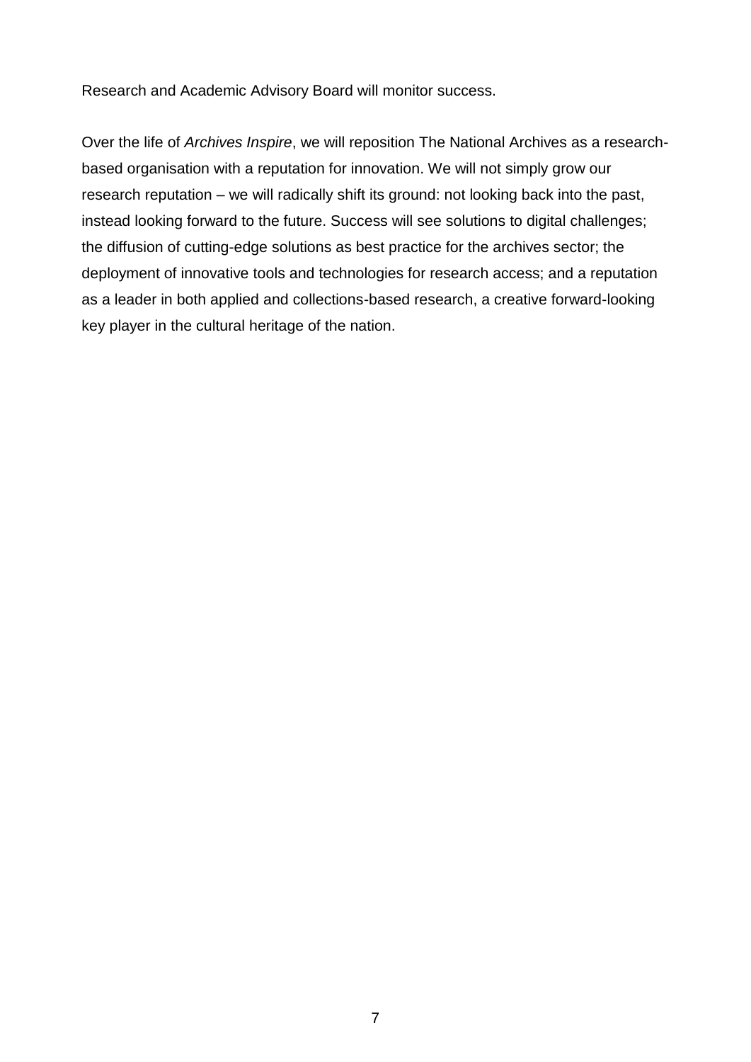Research and Academic Advisory Board will monitor success.

Over the life of *Archives Inspire*, we will reposition The National Archives as a research-based organisation with a reputation for innovation. We will not simply grow our research reputation – we will radically shift its ground: not looking back into the past, instead looking forward to the future. Success will see solutions to digital challenges; the diffusion of cutting-edge solutions as best practice for the archives sector; the deployment of innovative tools and technologies for research access; and a reputation as a leader in both applied and collections-based research, a creative forward-looking key player in the cultural heritage of the nation.